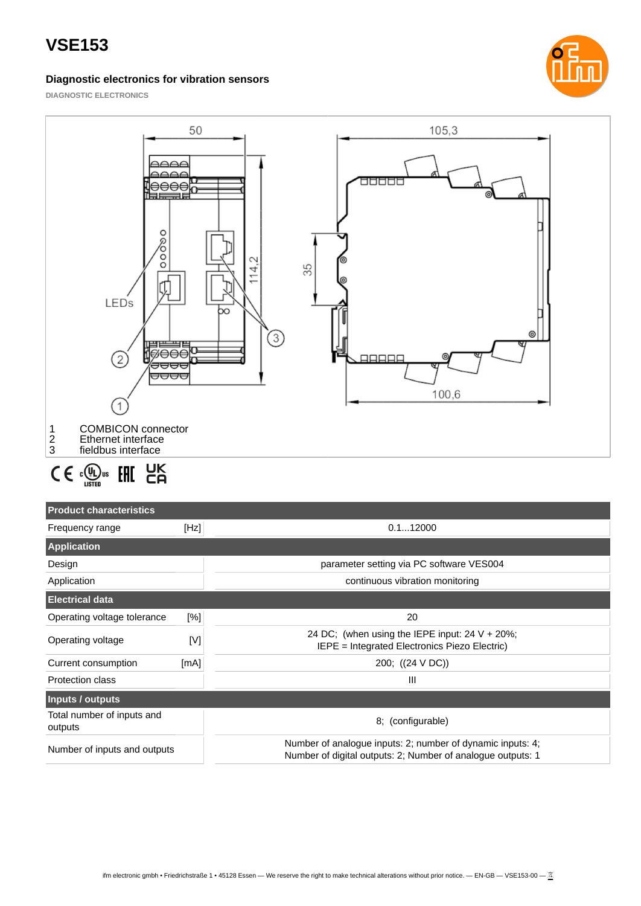# VSE153

### Diagnostic electronics for vibration sensors

DIAGNOSTIC ELECTRONICS

1 COMBICON connector
2 Ethernet interface
3 fieldbus interface

| Product characteristics | | |
|---|---|---|
| Frequency range | [Hz] | 0.1...12000 |
| **Application** | | |
| Design | | parameter setting via PC software VES004 |
| Application | | continuous vibration monitoring |
| **Electrical data** | | |
| Operating voltage tolerance | [%] | 20 |
| Operating voltage | [V] | 24 DC; (when using the IEPE input: 24 V + 20%; IEPE = Integrated Electronics Piezo Electric) |
| Current consumption | [mA] | 200; ((24 V DC)) |
| Protection class | | III |
| **Inputs / outputs** | | |
| Total number of inputs and outputs | | 8; (configurable) |
| Number of inputs and outputs | | Number of analogue inputs: 2; number of dynamic inputs: 4; Number of digital outputs: 2; Number of analogue outputs: 1 |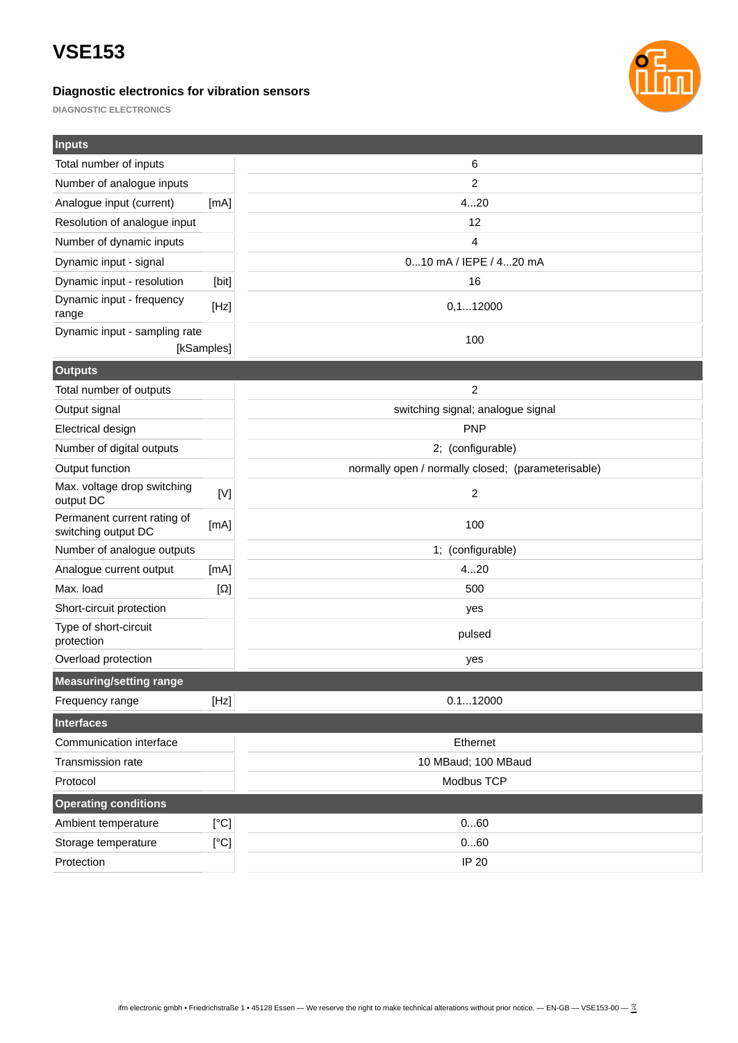# VSE153

### Diagnostic electronics for vibration sensors

DIAGNOSTIC ELECTRONICS

| **Inputs** | | |
|---|---|---|
| Total number of inputs | | 6 |
| Number of analogue inputs | | 2 |
| Analogue input (current) | [mA] | 4...20 |
| Resolution of analogue input | | 12 |
| Number of dynamic inputs | | 4 |
| Dynamic input - signal | | 0...10 mA / IEPE / 4...20 mA |
| Dynamic input - resolution | [bit] | 16 |
| Dynamic input - frequency range | [Hz] | 0,1...12000 |
| Dynamic input - sampling rate | [kSamples] | 100 |
| **Outputs** | | |
| Total number of outputs | | 2 |
| Output signal | | switching signal; analogue signal |
| Electrical design | | PNP |
| Number of digital outputs | | 2; (configurable) |
| Output function | | normally open / normally closed; (parameterisable) |
| Max. voltage drop switching output DC | [V] | 2 |
| Permanent current rating of switching output DC | [mA] | 100 |
| Number of analogue outputs | | 1; (configurable) |
| Analogue current output | [mA] | 4...20 |
| Max. load | [Ω] | 500 |
| Short-circuit protection | | yes |
| Type of short-circuit protection | | pulsed |
| Overload protection | | yes |
| **Measuring/setting range** | | |
| Frequency range | [Hz] | 0.1...12000 |
| **Interfaces** | | |
| Communication interface | | Ethernet |
| Transmission rate | | 10 MBaud; 100 MBaud |
| Protocol | | Modbus TCP |
| **Operating conditions** | | |
| Ambient temperature | [°C] | 0...60 |
| Storage temperature | [°C] | 0...60 |
| Protection | | IP 20 |

ifm electronic gmbh • Friedrichstraße 1 • 45128 Essen — We reserve the right to make technical alterations without prior notice. — EN-GB — VSE153-00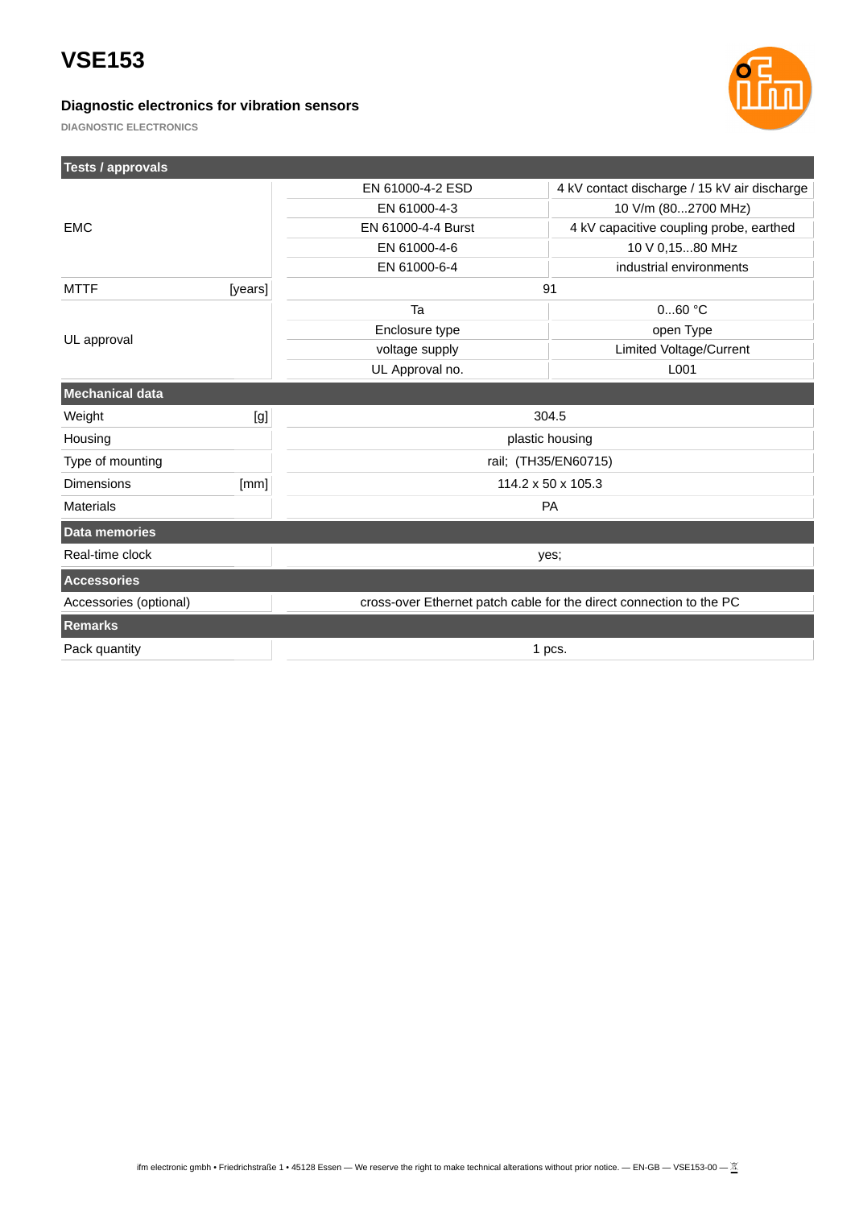# VSE153

### Diagnostic electronics for vibration sensors

DIAGNOSTIC ELECTRONICS

| Tests / approvals | | | |
|---|---|---|---|
| EMC | | EN 61000-4-2 ESD | 4 kV contact discharge / 15 kV air discharge |
| | | EN 61000-4-3 | 10 V/m (80...2700 MHz) |
| | | EN 61000-4-4 Burst | 4 kV capacitive coupling probe, earthed |
| | | EN 61000-4-6 | 10 V 0,15...80 MHz |
| | | EN 61000-6-4 | industrial environments |
| MTTF | [years] | 91 | |
| UL approval | | Ta | 0...60 °C |
| | | Enclosure type | open Type |
| | | voltage supply | Limited Voltage/Current |
| | | UL Approval no. | L001 |

| Mechanical data | | |
|---|---|---|
| Weight | [g] | 304.5 |
| Housing | | plastic housing |
| Type of mounting | | rail; (TH35/EN60715) |
| Dimensions | [mm] | 114.2 x 50 x 105.3 |
| Materials | | PA |

| Data memories | |
|---|---|
| Real-time clock | yes; |

| Accessories | |
|---|---|
| Accessories (optional) | cross-over Ethernet patch cable for the direct connection to the PC |

| Remarks | |
|---|---|
| Pack quantity | 1 pcs. |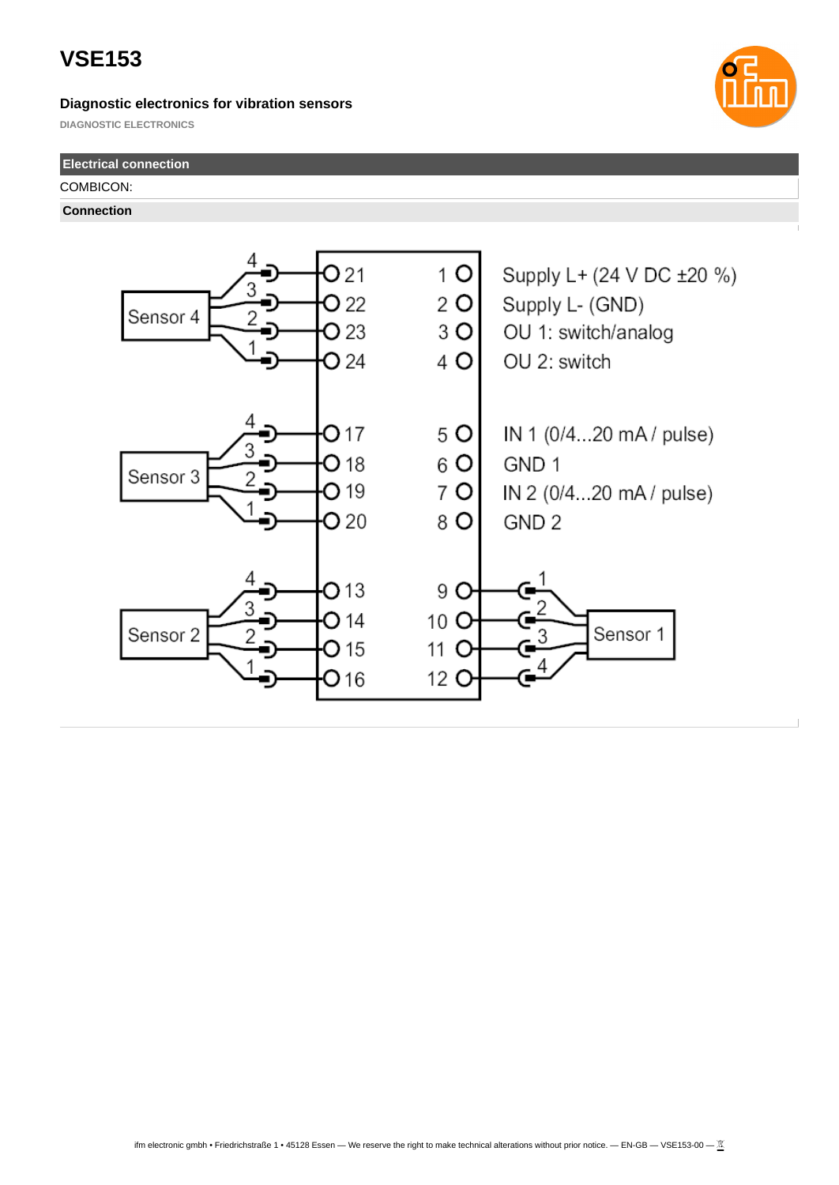# VSE153

**Diagnostic electronics for vibration sensors**

DIAGNOSTIC ELECTRONICS

## Electrical connection

COMBICON:

### Connection

Sensor 4
4
3
2
1
21
22
23
24

Sensor 3
4
3
2
1
17
18
19
20

Sensor 2
4
3
2
1
13
14
15
16

1 Supply L+ (24 V DC ±20 %)
2 Supply L- (GND)
3 OU 1: switch/analog
4 OU 2: switch

5 IN 1 (0/4...20 mA / pulse)
6 GND 1
7 IN 2 (0/4...20 mA / pulse)
8 GND 2

9
10
11
12
1
2
3
4
Sensor 1